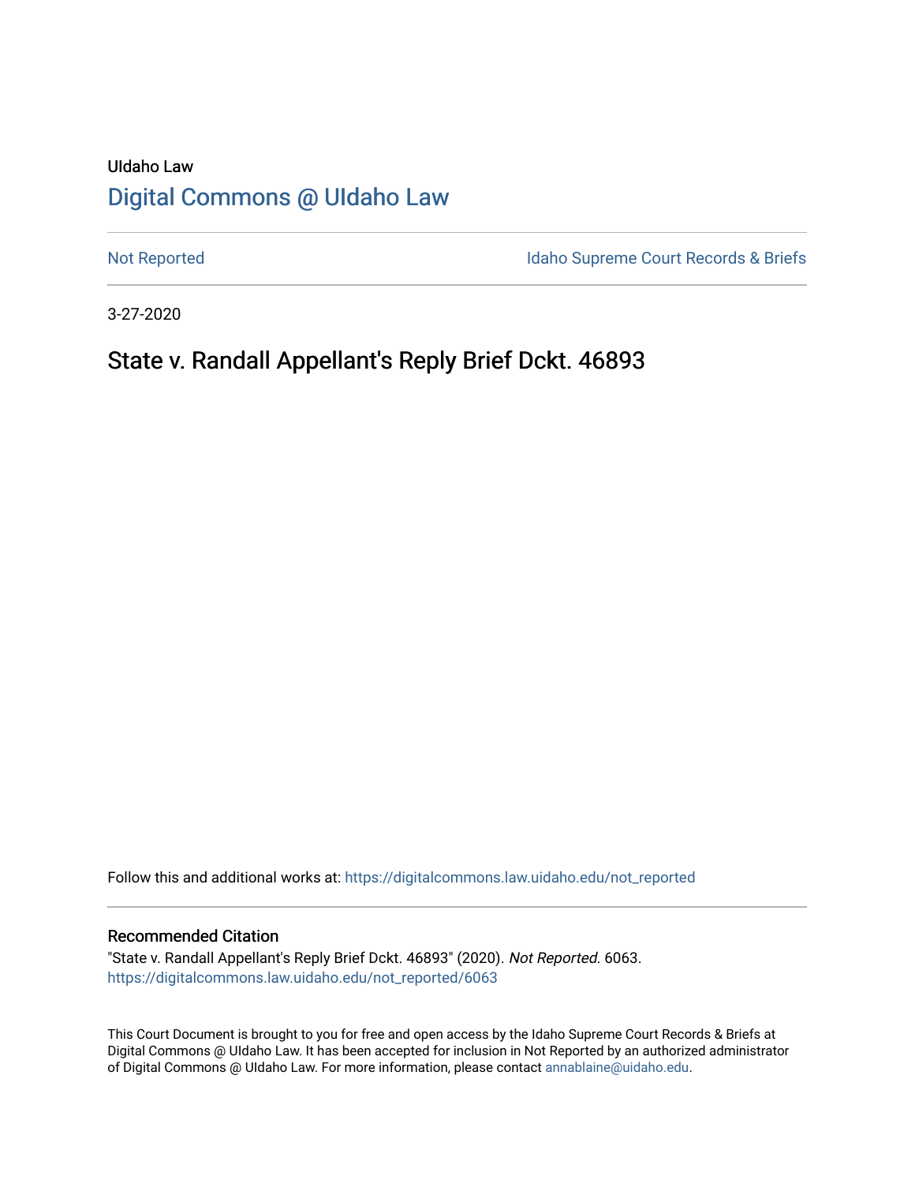UIdaho Law

# Digital Commons @ UIdaho Law

Not Reported

Idaho Supreme Court Records & Briefs

3-27-2020

## State v. Randall Appellant's Reply Brief Dckt. 46893

Follow this and additional works at: https://digitalcommons.law.uidaho.edu/not_reported

### Recommended Citation

"State v. Randall Appellant's Reply Brief Dckt. 46893" (2020). *Not Reported*. 6063.
https://digitalcommons.law.uidaho.edu/not_reported/6063

This Court Document is brought to you for free and open access by the Idaho Supreme Court Records & Briefs at Digital Commons @ UIdaho Law. It has been accepted for inclusion in Not Reported by an authorized administrator of Digital Commons @ UIdaho Law. For more information, please contact annablaine@uidaho.edu.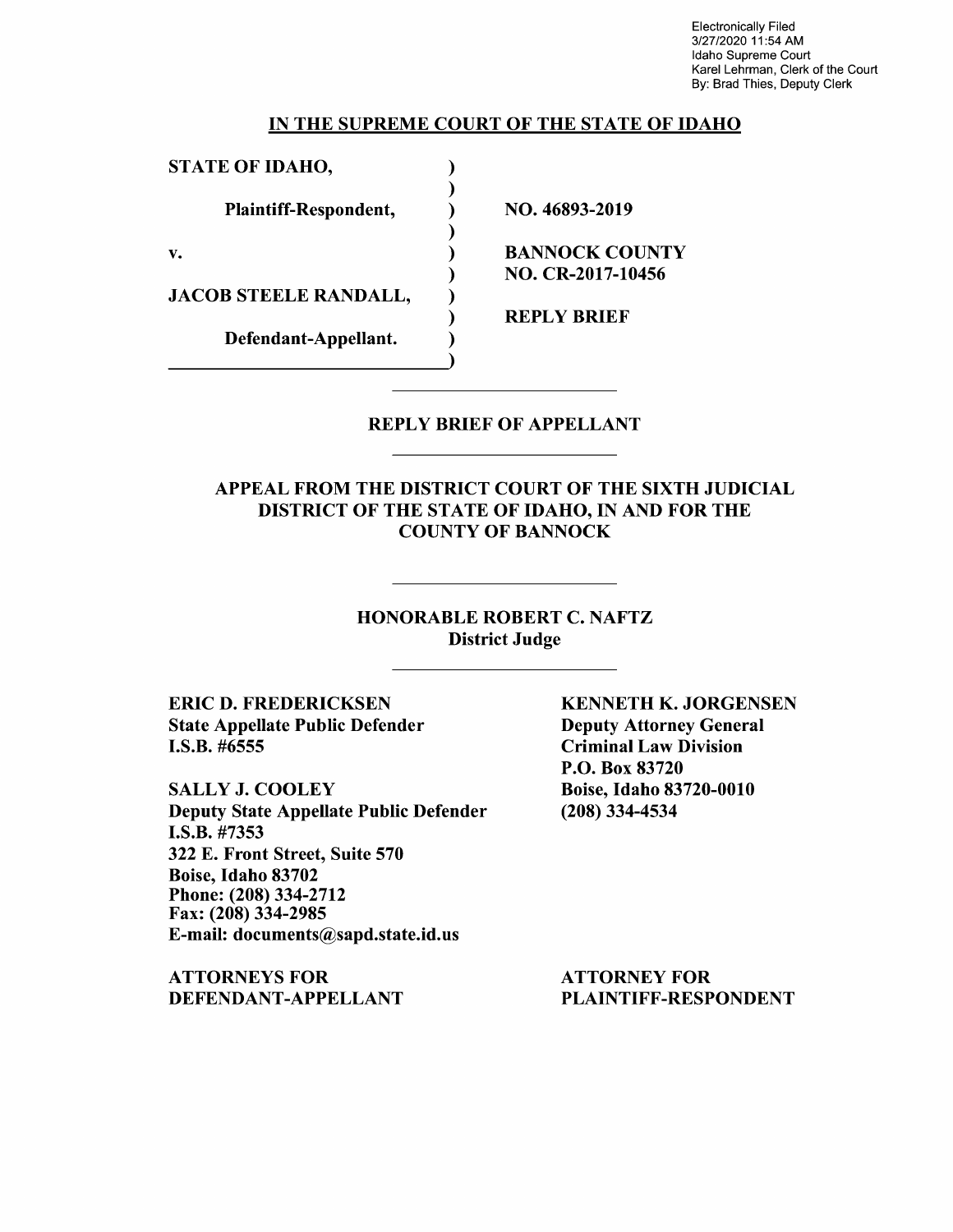Electronically Filed
3/27/2020 11:54 AM
Idaho Supreme Court
Karel Lehrman, Clerk of the Court
By: Brad Thies, Deputy Clerk

**IN THE SUPREME COURT OF THE STATE OF IDAHO**

| | |
|---|---|
| **STATE OF IDAHO,** | |
| **Plaintiff-Respondent,** | **NO. 46893-2019** |
| **v.** | **BANNOCK COUNTY NO. CR-2017-10456** |
| **JACOB STEELE RANDALL,** | |
| **Defendant-Appellant.** | **REPLY BRIEF** |

## REPLY BRIEF OF APPELLANT

## APPEAL FROM THE DISTRICT COURT OF THE SIXTH JUDICIAL DISTRICT OF THE STATE OF IDAHO, IN AND FOR THE COUNTY OF BANNOCK

**HONORABLE ROBERT C. NAFTZ**
**District Judge**

**ERIC D. FREDERICKSEN**
**State Appellate Public Defender**
**I.S.B. #6555**

**SALLY J. COOLEY**
**Deputy State Appellate Public Defender**
**I.S.B. #7353**
**322 E. Front Street, Suite 570**
**Boise, Idaho 83702**
**Phone: (208) 334-2712**
**Fax: (208) 334-2985**
**E-mail: documents@sapd.state.id.us**

**ATTORNEYS FOR DEFENDANT-APPELLANT**

**KENNETH K. JORGENSEN**
**Deputy Attorney General**
**Criminal Law Division**
**P.O. Box 83720**
**Boise, Idaho 83720-0010**
**(208) 334-4534**

**ATTORNEY FOR PLAINTIFF-RESPONDENT**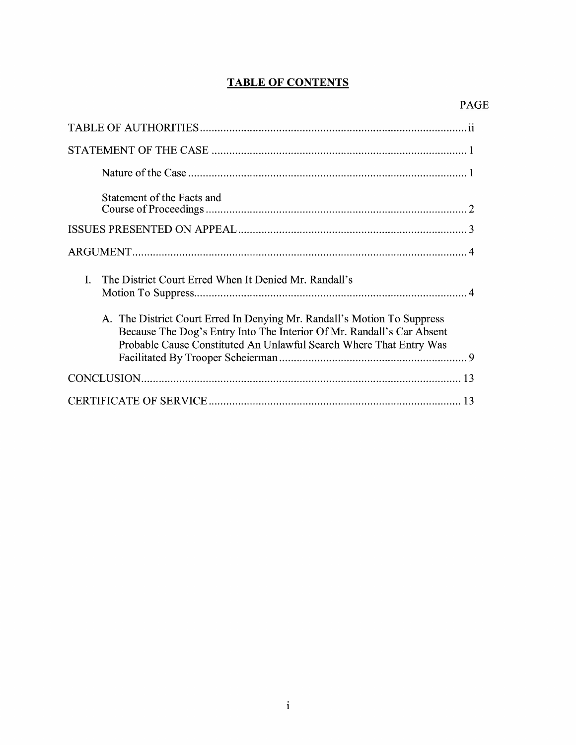# TABLE OF CONTENTS

| | PAGE |
|---|---|
| TABLE OF AUTHORITIES | ii |
| STATEMENT OF THE CASE | 1 |
| Nature of the Case | 1 |
| Statement of the Facts and Course of Proceedings | 2 |
| ISSUES PRESENTED ON APPEAL | 3 |
| ARGUMENT | 4 |
| I. The District Court Erred When It Denied Mr. Randall's Motion To Suppress | 4 |
| A. The District Court Erred In Denying Mr. Randall's Motion To Suppress Because The Dog's Entry Into The Interior Of Mr. Randall's Car Absent Probable Cause Constituted An Unlawful Search Where That Entry Was Facilitated By Trooper Scheierman | 9 |
| CONCLUSION | 13 |
| CERTIFICATE OF SERVICE | 13 |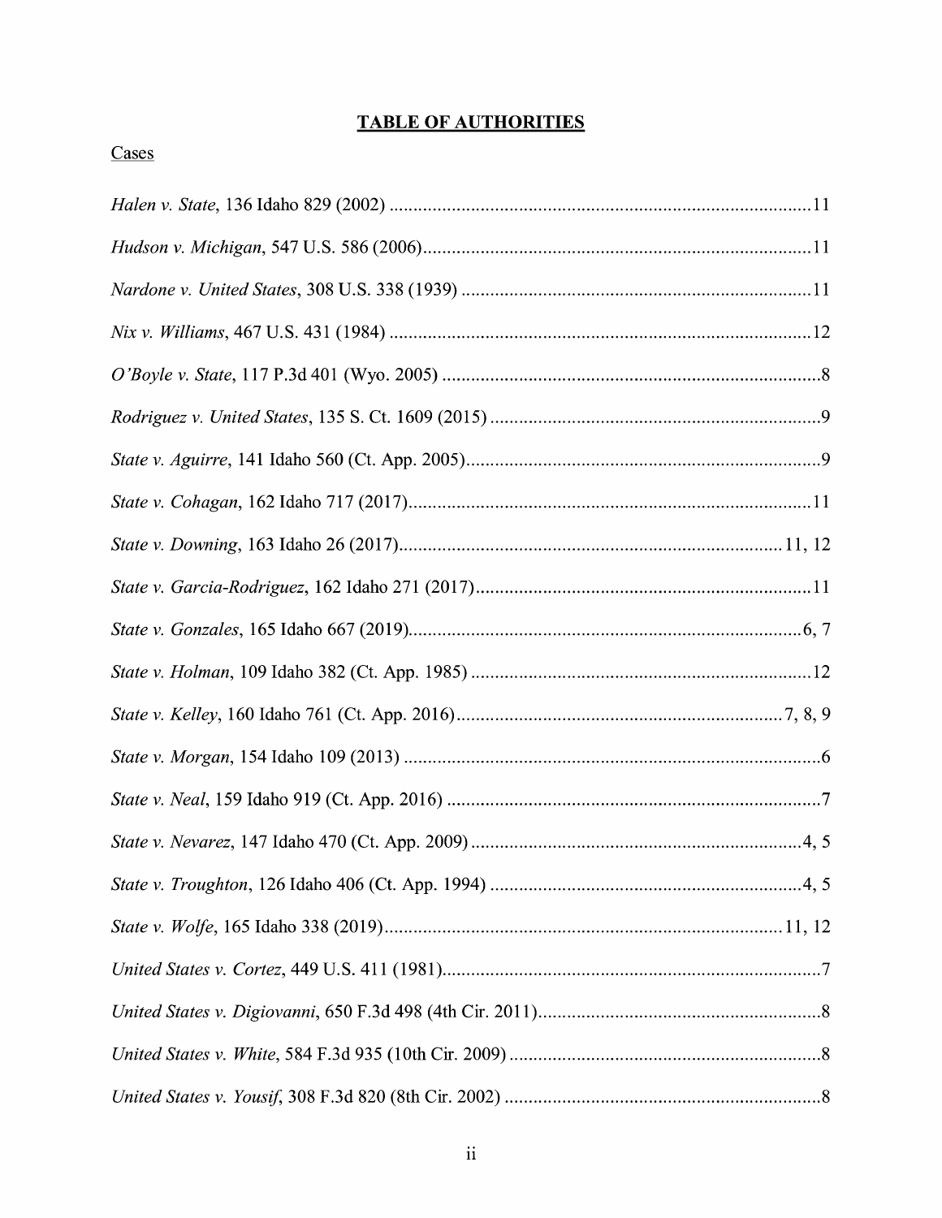# **TABLE OF AUTHORITIES**

Cases

*Halen v. State*, 136 Idaho 829 (2002) .......................................................................................11

*Hudson v. Michigan*, 547 U.S. 586 (2006)...................................................................................11

*Nardone v. United States*, 308 U.S. 338 (1939) ..........................................................................11

*Nix v. Williams*, 467 U.S. 431 (1984) .........................................................................................12

*O'Boyle v. State*, 117 P.3d 401 (Wyo. 2005) ................................................................................8

*Rodriguez v. United States*, 135 S. Ct. 1609 (2015) ......................................................................9

*State v. Aguirre*, 141 Idaho 560 (Ct. App. 2005)...........................................................................9

*State v. Cohagan*, 162 Idaho 717 (2017).....................................................................................11

*State v. Downing*, 163 Idaho 26 (2017)..................................................................................11, 12

*State v. Garcia-Rodriguez*, 162 Idaho 271 (2017)........................................................................11

*State v. Gonzales*, 165 Idaho 667 (2019)...................................................................................6, 7

*State v. Holman*, 109 Idaho 382 (Ct. App. 1985) ........................................................................12

*State v. Kelley*, 160 Idaho 761 (Ct. App. 2016)....................................................................7, 8, 9

*State v. Morgan*, 154 Idaho 109 (2013) ........................................................................................6

*State v. Neal*, 159 Idaho 919 (Ct. App. 2016) ..............................................................................7

*State v. Nevarez*, 147 Idaho 470 (Ct. App. 2009) ......................................................................4, 5

*State v. Troughton*, 126 Idaho 406 (Ct. App. 1994) ..................................................................4, 5

*State v. Wolfe*, 165 Idaho 338 (2019)...................................................................................11, 12

*United States v. Cortez*, 449 U.S. 411 (1981)................................................................................7

*United States v. Digiovanni*, 650 F.3d 498 (4th Cir. 2011)............................................................8

*United States v. White*, 584 F.3d 935 (10th Cir. 2009) ..................................................................8

*United States v. Yousif*, 308 F.3d 820 (8th Cir. 2002) ...................................................................8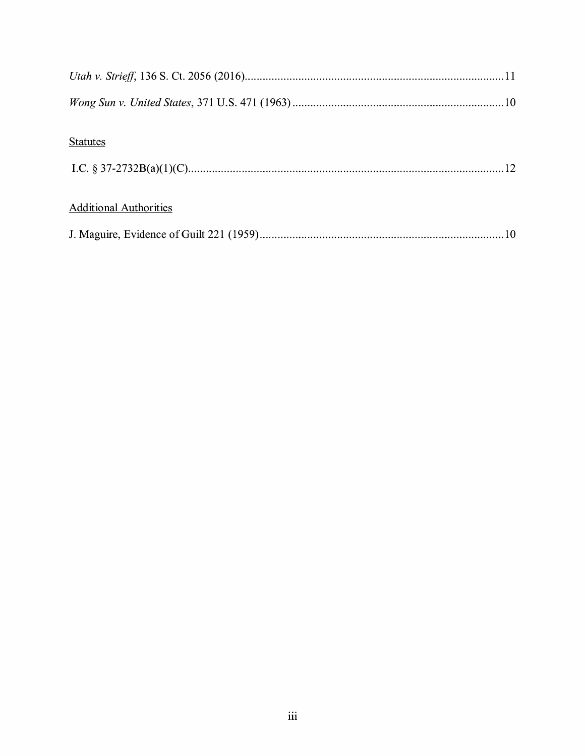*Utah v. Strieff*, 136 S. Ct. 2056 (2016)....................................................................................11

*Wong Sun v. United States*, 371 U.S. 471 (1963).......................................................................10

Statutes

I.C. § 37-2732B(a)(1)(C)...........................................................................................................12

Additional Authorities

J. Maguire, Evidence of Guilt 221 (1959)....................................................................................10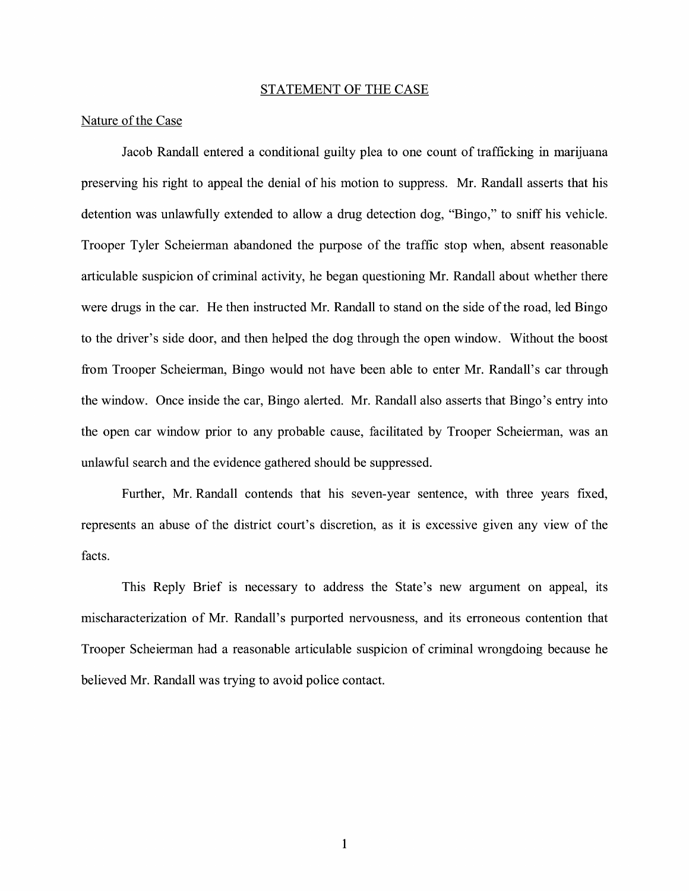## STATEMENT OF THE CASE

### Nature of the Case

Jacob Randall entered a conditional guilty plea to one count of trafficking in marijuana preserving his right to appeal the denial of his motion to suppress. Mr. Randall asserts that his detention was unlawfully extended to allow a drug detection dog, "Bingo," to sniff his vehicle. Trooper Tyler Scheierman abandoned the purpose of the traffic stop when, absent reasonable articulable suspicion of criminal activity, he began questioning Mr. Randall about whether there were drugs in the car. He then instructed Mr. Randall to stand on the side of the road, led Bingo to the driver's side door, and then helped the dog through the open window. Without the boost from Trooper Scheierman, Bingo would not have been able to enter Mr. Randall's car through the window. Once inside the car, Bingo alerted. Mr. Randall also asserts that Bingo's entry into the open car window prior to any probable cause, facilitated by Trooper Scheierman, was an unlawful search and the evidence gathered should be suppressed.

Further, Mr. Randall contends that his seven-year sentence, with three years fixed, represents an abuse of the district court's discretion, as it is excessive given any view of the facts.

This Reply Brief is necessary to address the State's new argument on appeal, its mischaracterization of Mr. Randall's purported nervousness, and its erroneous contention that Trooper Scheierman had a reasonable articulable suspicion of criminal wrongdoing because he believed Mr. Randall was trying to avoid police contact.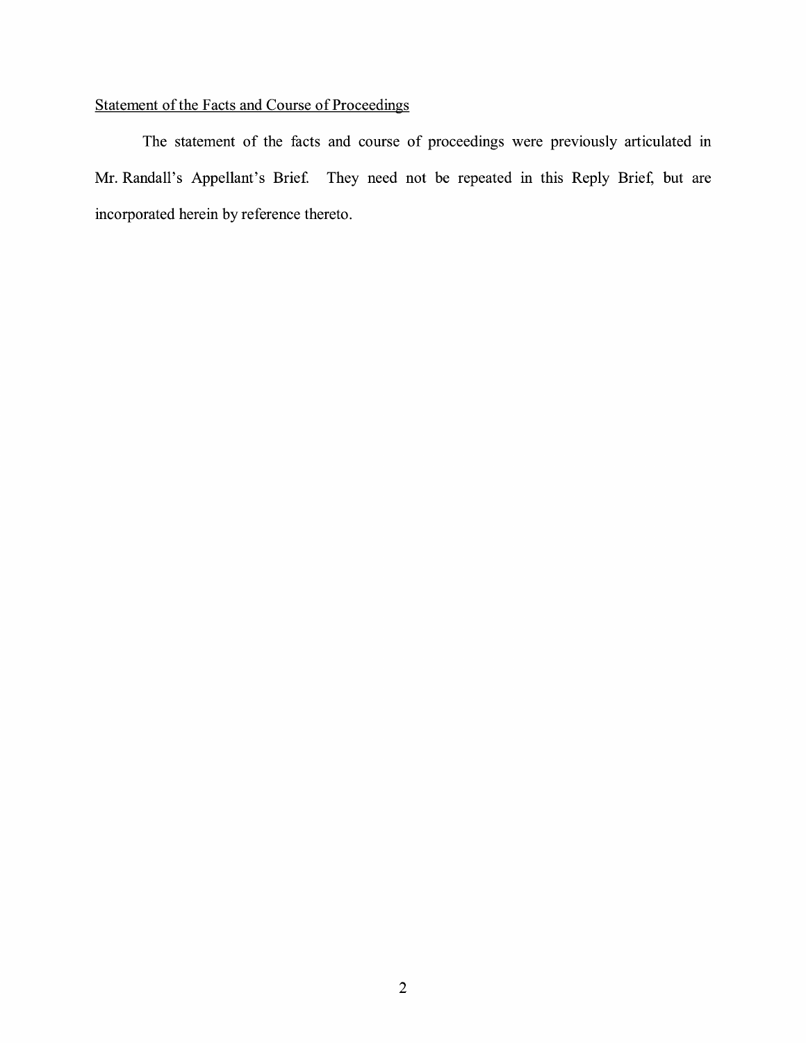## Statement of the Facts and Course of Proceedings

The statement of the facts and course of proceedings were previously articulated in Mr. Randall's Appellant's Brief. They need not be repeated in this Reply Brief, but are incorporated herein by reference thereto.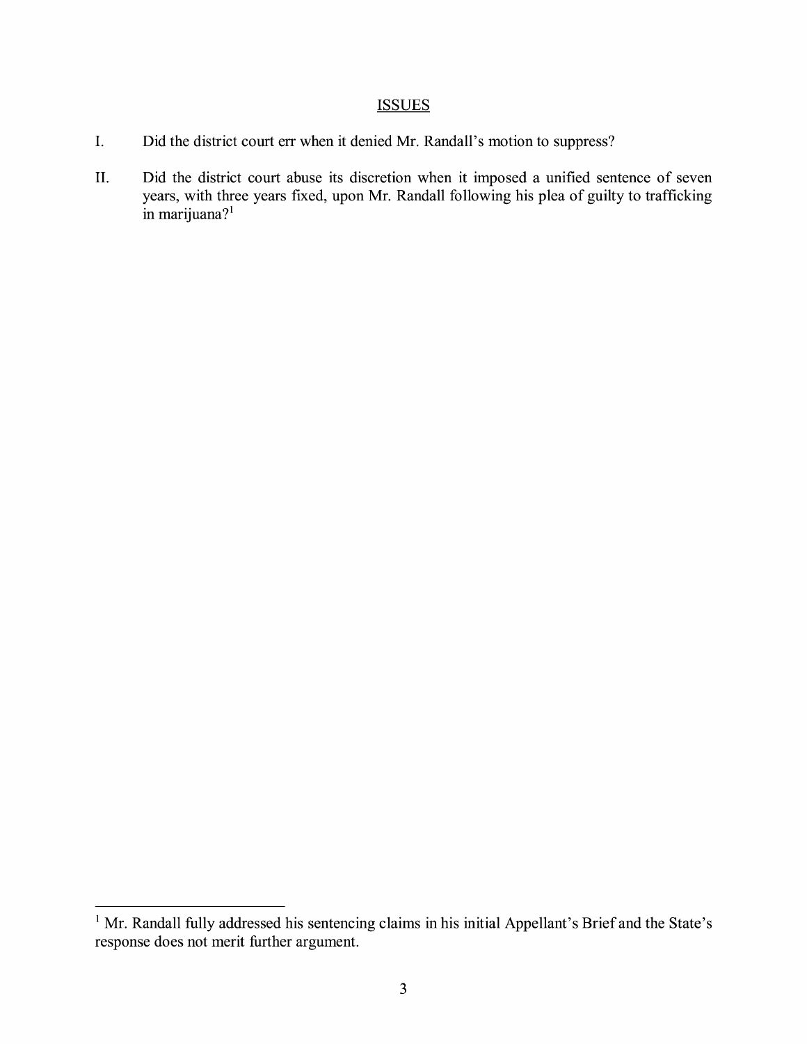## ISSUES

I. Did the district court err when it denied Mr. Randall's motion to suppress?

II. Did the district court abuse its discretion when it imposed a unified sentence of seven years, with three years fixed, upon Mr. Randall following his plea of guilty to trafficking in marijuana?[1]

[1] Mr. Randall fully addressed his sentencing claims in his initial Appellant's Brief and the State's response does not merit further argument.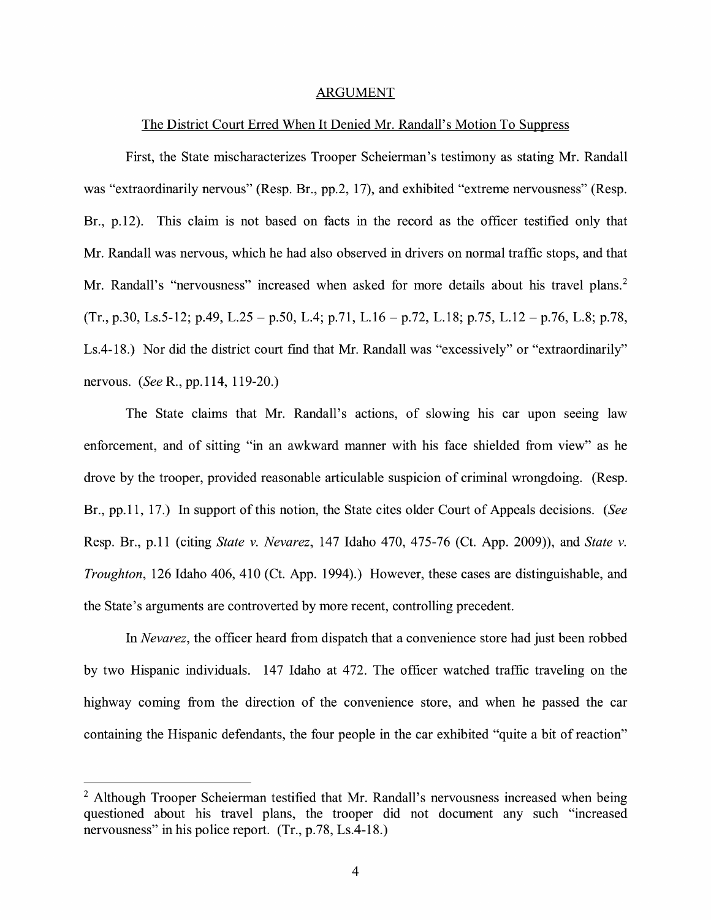## ARGUMENT

### The District Court Erred When It Denied Mr. Randall's Motion To Suppress

First, the State mischaracterizes Trooper Scheierman's testimony as stating Mr. Randall was "extraordinarily nervous" (Resp. Br., pp.2, 17), and exhibited "extreme nervousness" (Resp. Br., p.12). This claim is not based on facts in the record as the officer testified only that Mr. Randall was nervous, which he had also observed in drivers on normal traffic stops, and that Mr. Randall's "nervousness" increased when asked for more details about his travel plans.[2] (Tr., p.30, Ls.5-12; p.49, L.25 – p.50, L.4; p.71, L.16 – p.72, L.18; p.75, L.12 – p.76, L.8; p.78, Ls.4-18.) Nor did the district court find that Mr. Randall was "excessively" or "extraordinarily" nervous. (*See* R., pp.114, 119-20.)

The State claims that Mr. Randall's actions, of slowing his car upon seeing law enforcement, and of sitting "in an awkward manner with his face shielded from view" as he drove by the trooper, provided reasonable articulable suspicion of criminal wrongdoing. (Resp. Br., pp.11, 17.) In support of this notion, the State cites older Court of Appeals decisions. (*See* Resp. Br., p.11 (citing *State v. Nevarez*, 147 Idaho 470, 475-76 (Ct. App. 2009)), and *State v. Troughton*, 126 Idaho 406, 410 (Ct. App. 1994).) However, these cases are distinguishable, and the State's arguments are controverted by more recent, controlling precedent.

In *Nevarez*, the officer heard from dispatch that a convenience store had just been robbed by two Hispanic individuals. 147 Idaho at 472. The officer watched traffic traveling on the highway coming from the direction of the convenience store, and when he passed the car containing the Hispanic defendants, the four people in the car exhibited "quite a bit of reaction"

[2] Although Trooper Scheierman testified that Mr. Randall's nervousness increased when being questioned about his travel plans, the trooper did not document any such "increased nervousness" in his police report. (Tr., p.78, Ls.4-18.)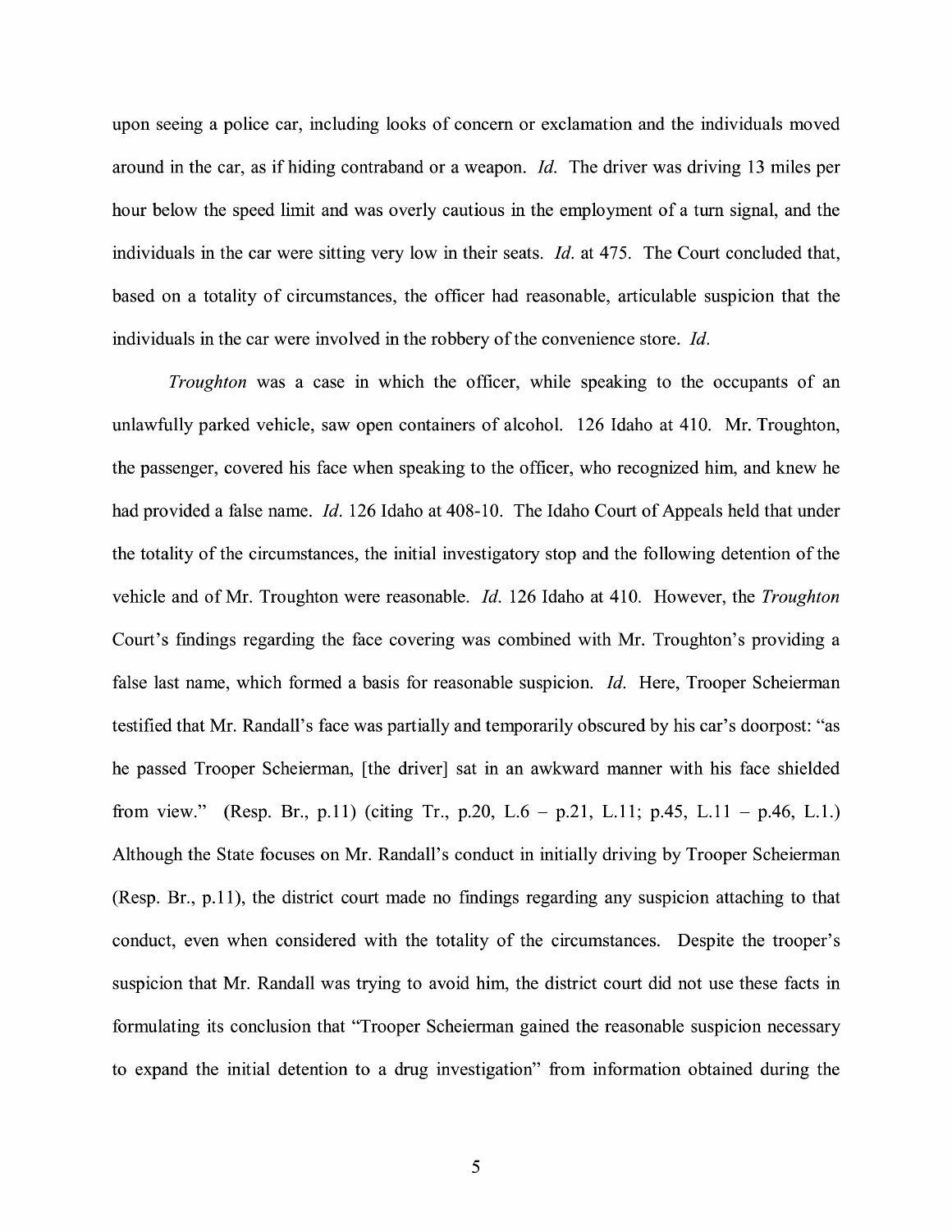upon seeing a police car, including looks of concern or exclamation and the individuals moved around in the car, as if hiding contraband or a weapon. *Id.* The driver was driving 13 miles per hour below the speed limit and was overly cautious in the employment of a turn signal, and the individuals in the car were sitting very low in their seats. *Id.* at 475. The Court concluded that, based on a totality of circumstances, the officer had reasonable, articulable suspicion that the individuals in the car were involved in the robbery of the convenience store. *Id.*

*Troughton* was a case in which the officer, while speaking to the occupants of an unlawfully parked vehicle, saw open containers of alcohol. 126 Idaho at 410. Mr. Troughton, the passenger, covered his face when speaking to the officer, who recognized him, and knew he had provided a false name. *Id.* 126 Idaho at 408-10. The Idaho Court of Appeals held that under the totality of the circumstances, the initial investigatory stop and the following detention of the vehicle and of Mr. Troughton were reasonable. *Id.* 126 Idaho at 410. However, the *Troughton* Court's findings regarding the face covering was combined with Mr. Troughton's providing a false last name, which formed a basis for reasonable suspicion. *Id.* Here, Trooper Scheierman testified that Mr. Randall's face was partially and temporarily obscured by his car's doorpost: "as he passed Trooper Scheierman, [the driver] sat in an awkward manner with his face shielded from view." (Resp. Br., p.11) (citing Tr., p.20, L.6 – p.21, L.11; p.45, L.11 – p.46, L.1.) Although the State focuses on Mr. Randall's conduct in initially driving by Trooper Scheierman (Resp. Br., p.11), the district court made no findings regarding any suspicion attaching to that conduct, even when considered with the totality of the circumstances. Despite the trooper's suspicion that Mr. Randall was trying to avoid him, the district court did not use these facts in formulating its conclusion that "Trooper Scheierman gained the reasonable suspicion necessary to expand the initial detention to a drug investigation" from information obtained during the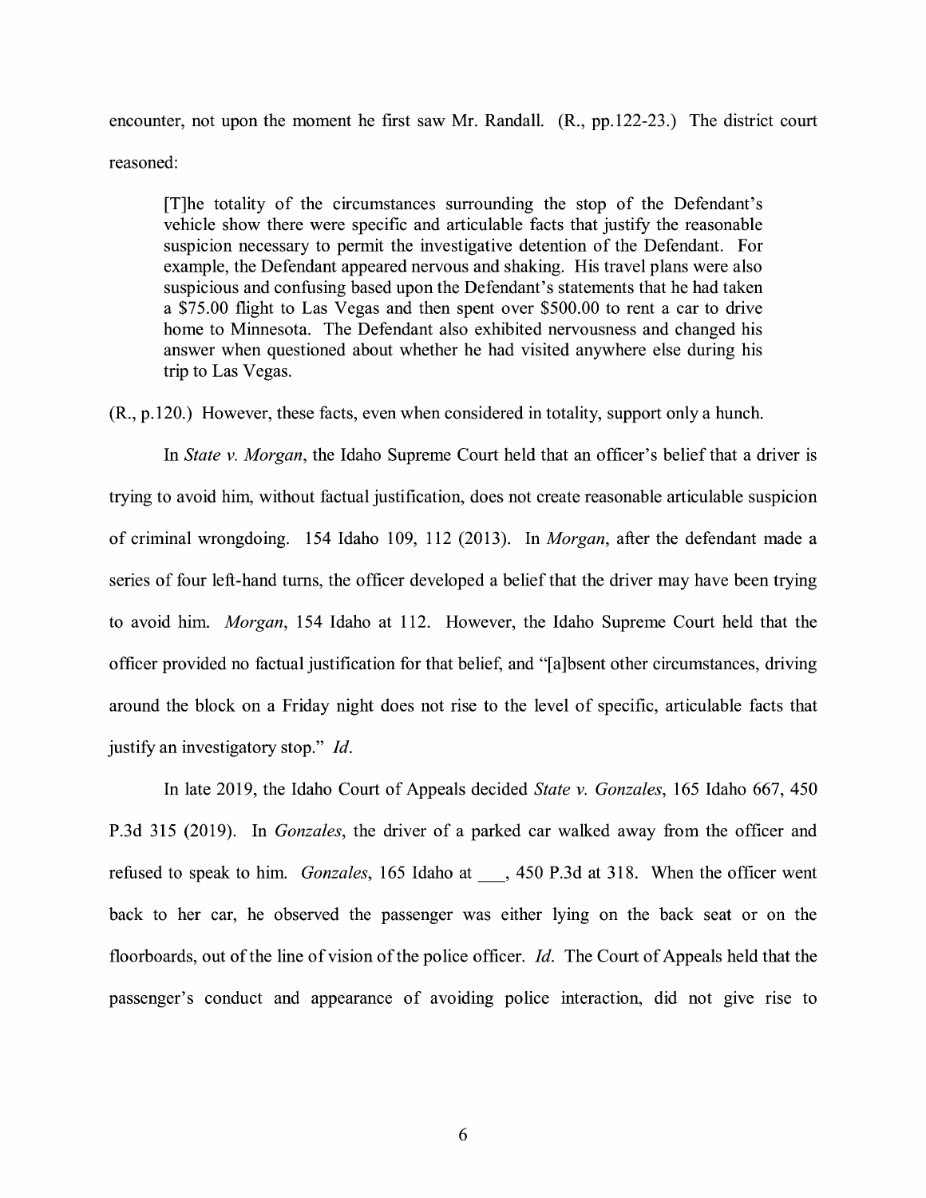encounter, not upon the moment he first saw Mr. Randall. (R., pp.122-23.) The district court reasoned:

> [T]he totality of the circumstances surrounding the stop of the Defendant's vehicle show there were specific and articulable facts that justify the reasonable suspicion necessary to permit the investigative detention of the Defendant. For example, the Defendant appeared nervous and shaking. His travel plans were also suspicious and confusing based upon the Defendant's statements that he had taken a $75.00 flight to Las Vegas and then spent over $500.00 to rent a car to drive home to Minnesota. The Defendant also exhibited nervousness and changed his answer when questioned about whether he had visited anywhere else during his trip to Las Vegas.

(R., p.120.) However, these facts, even when considered in totality, support only a hunch.

In *State v. Morgan*, the Idaho Supreme Court held that an officer's belief that a driver is trying to avoid him, without factual justification, does not create reasonable articulable suspicion of criminal wrongdoing. 154 Idaho 109, 112 (2013). In *Morgan*, after the defendant made a series of four left-hand turns, the officer developed a belief that the driver may have been trying to avoid him. *Morgan*, 154 Idaho at 112. However, the Idaho Supreme Court held that the officer provided no factual justification for that belief, and "[a]bsent other circumstances, driving around the block on a Friday night does not rise to the level of specific, articulable facts that justify an investigatory stop." *Id*.

In late 2019, the Idaho Court of Appeals decided *State v. Gonzales*, 165 Idaho 667, 450 P.3d 315 (2019). In *Gonzales*, the driver of a parked car walked away from the officer and refused to speak to him. *Gonzales*, 165 Idaho at ___, 450 P.3d at 318. When the officer went back to her car, he observed the passenger was either lying on the back seat or on the floorboards, out of the line of vision of the police officer. *Id*. The Court of Appeals held that the passenger's conduct and appearance of avoiding police interaction, did not give rise to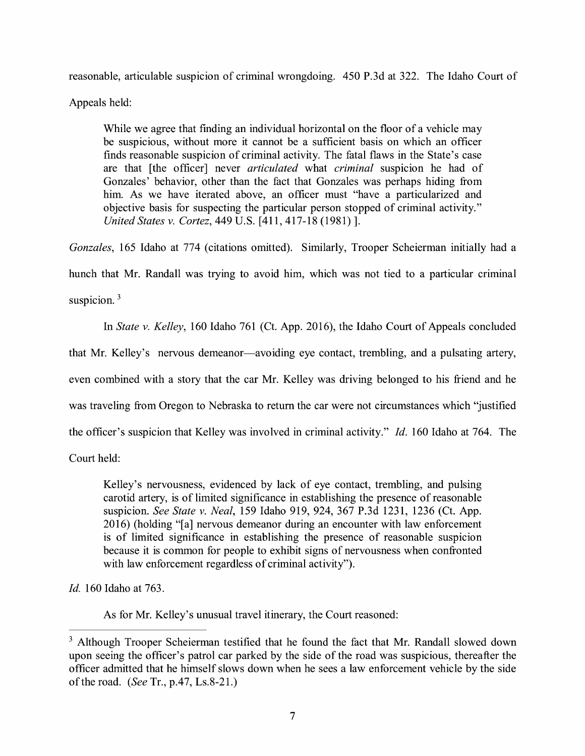reasonable, articulable suspicion of criminal wrongdoing. 450 P.3d at 322. The Idaho Court of Appeals held:

> While we agree that finding an individual horizontal on the floor of a vehicle may be suspicious, without more it cannot be a sufficient basis on which an officer finds reasonable suspicion of criminal activity. The fatal flaws in the State's case are that [the officer] never *articulated* what *criminal* suspicion he had of Gonzales' behavior, other than the fact that Gonzales was perhaps hiding from him. As we have iterated above, an officer must "have a particularized and objective basis for suspecting the particular person stopped of criminal activity." *United States v. Cortez*, 449 U.S. [411, 417-18 (1981) ].

*Gonzales*, 165 Idaho at 774 (citations omitted). Similarly, Trooper Scheierman initially had a hunch that Mr. Randall was trying to avoid him, which was not tied to a particular criminal suspicion. [3]

In *State v. Kelley*, 160 Idaho 761 (Ct. App. 2016), the Idaho Court of Appeals concluded that Mr. Kelley's nervous demeanor—avoiding eye contact, trembling, and a pulsating artery, even combined with a story that the car Mr. Kelley was driving belonged to his friend and he was traveling from Oregon to Nebraska to return the car were not circumstances which "justified the officer's suspicion that Kelley was involved in criminal activity." *Id.* 160 Idaho at 764. The Court held:

> Kelley's nervousness, evidenced by lack of eye contact, trembling, and pulsing carotid artery, is of limited significance in establishing the presence of reasonable suspicion. *See State v. Neal*, 159 Idaho 919, 924, 367 P.3d 1231, 1236 (Ct. App. 2016) (holding "[a] nervous demeanor during an encounter with law enforcement is of limited significance in establishing the presence of reasonable suspicion because it is common for people to exhibit signs of nervousness when confronted with law enforcement regardless of criminal activity").

*Id.* 160 Idaho at 763.

As for Mr. Kelley's unusual travel itinerary, the Court reasoned:

---

[3] Although Trooper Scheierman testified that he found the fact that Mr. Randall slowed down upon seeing the officer's patrol car parked by the side of the road was suspicious, thereafter the officer admitted that he himself slows down when he sees a law enforcement vehicle by the side of the road. (*See* Tr., p.47, Ls.8-21.)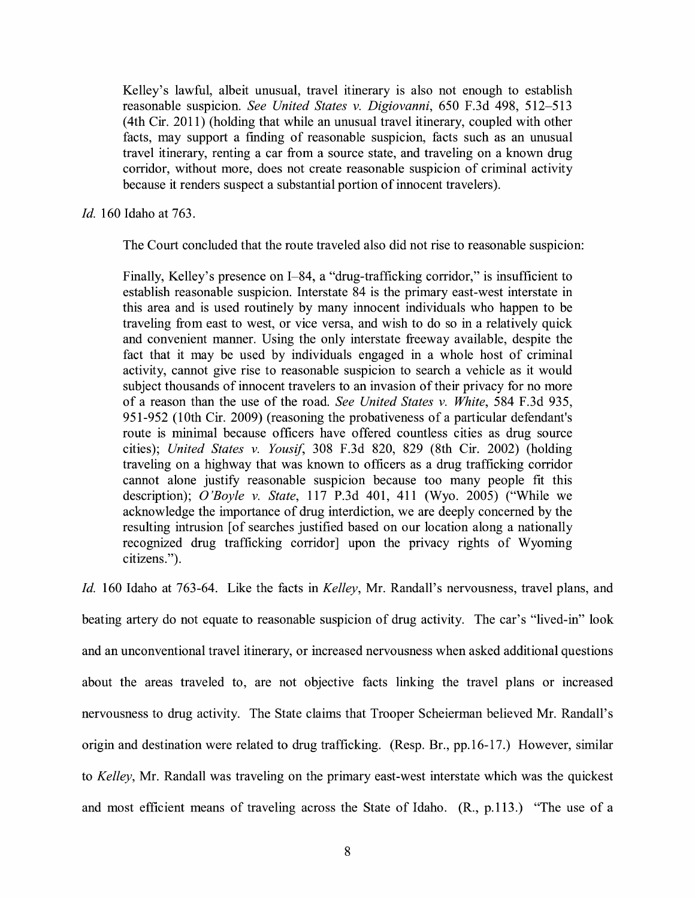> Kelley's lawful, albeit unusual, travel itinerary is also not enough to establish reasonable suspicion. *See United States v. Digiovanni*, 650 F.3d 498, 512–513 (4th Cir. 2011) (holding that while an unusual travel itinerary, coupled with other facts, may support a finding of reasonable suspicion, facts such as an unusual travel itinerary, renting a car from a source state, and traveling on a known drug corridor, without more, does not create reasonable suspicion of criminal activity because it renders suspect a substantial portion of innocent travelers).

*Id.* 160 Idaho at 763.

The Court concluded that the route traveled also did not rise to reasonable suspicion:

> Finally, Kelley's presence on I–84, a "drug-trafficking corridor," is insufficient to establish reasonable suspicion. Interstate 84 is the primary east-west interstate in this area and is used routinely by many innocent individuals who happen to be traveling from east to west, or vice versa, and wish to do so in a relatively quick and convenient manner. Using the only interstate freeway available, despite the fact that it may be used by individuals engaged in a whole host of criminal activity, cannot give rise to reasonable suspicion to search a vehicle as it would subject thousands of innocent travelers to an invasion of their privacy for no more of a reason than the use of the road. *See United States v. White*, 584 F.3d 935, 951-952 (10th Cir. 2009) (reasoning the probativeness of a particular defendant's route is minimal because officers have offered countless cities as drug source cities); *United States v. Yousif*, 308 F.3d 820, 829 (8th Cir. 2002) (holding traveling on a highway that was known to officers as a drug trafficking corridor cannot alone justify reasonable suspicion because too many people fit this description); *O'Boyle v. State*, 117 P.3d 401, 411 (Wyo. 2005) ("While we acknowledge the importance of drug interdiction, we are deeply concerned by the resulting intrusion [of searches justified based on our location along a nationally recognized drug trafficking corridor] upon the privacy rights of Wyoming citizens.").

*Id.* 160 Idaho at 763-64. Like the facts in *Kelley*, Mr. Randall's nervousness, travel plans, and beating artery do not equate to reasonable suspicion of drug activity. The car's "lived-in" look and an unconventional travel itinerary, or increased nervousness when asked additional questions about the areas traveled to, are not objective facts linking the travel plans or increased nervousness to drug activity. The State claims that Trooper Scheierman believed Mr. Randall's origin and destination were related to drug trafficking. (Resp. Br., pp.16-17.) However, similar to *Kelley*, Mr. Randall was traveling on the primary east-west interstate which was the quickest and most efficient means of traveling across the State of Idaho. (R., p.113.) "The use of a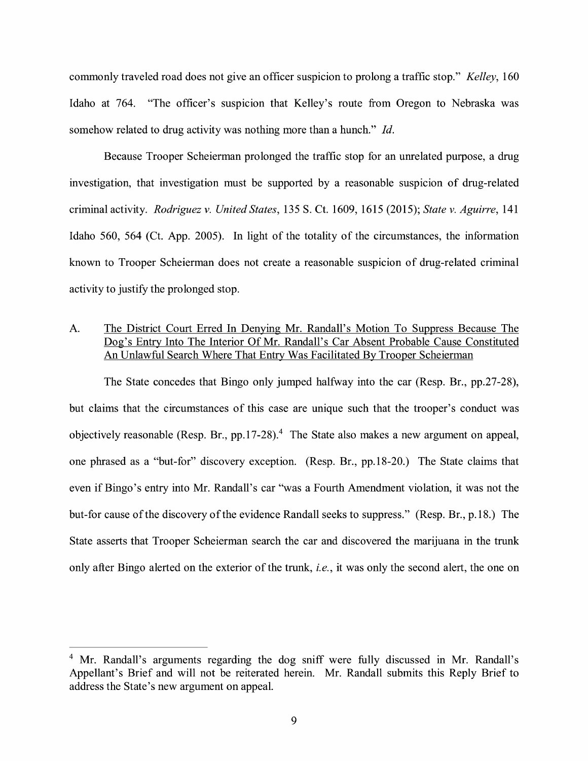commonly traveled road does not give an officer suspicion to prolong a traffic stop." *Kelley*, 160 Idaho at 764. "The officer's suspicion that Kelley's route from Oregon to Nebraska was somehow related to drug activity was nothing more than a hunch." *Id*.

Because Trooper Scheierman prolonged the traffic stop for an unrelated purpose, a drug investigation, that investigation must be supported by a reasonable suspicion of drug-related criminal activity. *Rodriguez v. United States*, 135 S. Ct. 1609, 1615 (2015); *State v. Aguirre*, 141 Idaho 560, 564 (Ct. App. 2005). In light of the totality of the circumstances, the information known to Trooper Scheierman does not create a reasonable suspicion of drug-related criminal activity to justify the prolonged stop.

A. <u>The District Court Erred In Denying Mr. Randall's Motion To Suppress Because The Dog's Entry Into The Interior Of Mr. Randall's Car Absent Probable Cause Constituted An Unlawful Search Where That Entry Was Facilitated By Trooper Scheierman</u>

The State concedes that Bingo only jumped halfway into the car (Resp. Br., pp.27-28), but claims that the circumstances of this case are unique such that the trooper's conduct was objectively reasonable (Resp. Br., pp.17-28).[4] The State also makes a new argument on appeal, one phrased as a "but-for" discovery exception. (Resp. Br., pp.18-20.) The State claims that even if Bingo's entry into Mr. Randall's car "was a Fourth Amendment violation, it was not the but-for cause of the discovery of the evidence Randall seeks to suppress." (Resp. Br., p.18.) The State asserts that Trooper Scheierman search the car and discovered the marijuana in the trunk only after Bingo alerted on the exterior of the trunk, *i.e.*, it was only the second alert, the one on

---

[4] Mr. Randall's arguments regarding the dog sniff were fully discussed in Mr. Randall's Appellant's Brief and will not be reiterated herein. Mr. Randall submits this Reply Brief to address the State's new argument on appeal.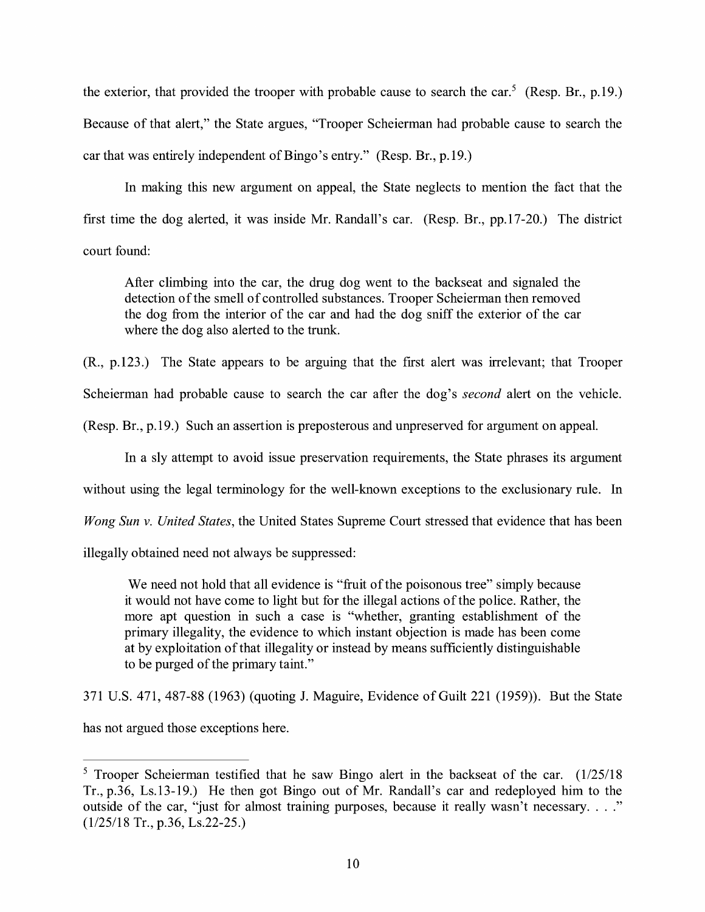the exterior, that provided the trooper with probable cause to search the car.[5] (Resp. Br., p.19.) Because of that alert," the State argues, "Trooper Scheierman had probable cause to search the car that was entirely independent of Bingo's entry." (Resp. Br., p.19.)

In making this new argument on appeal, the State neglects to mention the fact that the first time the dog alerted, it was inside Mr. Randall's car. (Resp. Br., pp.17-20.) The district court found:

> After climbing into the car, the drug dog went to the backseat and signaled the detection of the smell of controlled substances. Trooper Scheierman then removed the dog from the interior of the car and had the dog sniff the exterior of the car where the dog also alerted to the trunk.

(R., p.123.) The State appears to be arguing that the first alert was irrelevant; that Trooper Scheierman had probable cause to search the car after the dog's *second* alert on the vehicle. (Resp. Br., p.19.) Such an assertion is preposterous and unpreserved for argument on appeal.

In a sly attempt to avoid issue preservation requirements, the State phrases its argument without using the legal terminology for the well-known exceptions to the exclusionary rule. In *Wong Sun v. United States*, the United States Supreme Court stressed that evidence that has been illegally obtained need not always be suppressed:

> We need not hold that all evidence is "fruit of the poisonous tree" simply because it would not have come to light but for the illegal actions of the police. Rather, the more apt question in such a case is "whether, granting establishment of the primary illegality, the evidence to which instant objection is made has been come at by exploitation of that illegality or instead by means sufficiently distinguishable to be purged of the primary taint."

371 U.S. 471, 487-88 (1963) (quoting J. Maguire, Evidence of Guilt 221 (1959)). But the State has not argued those exceptions here.

---

[5] Trooper Scheierman testified that he saw Bingo alert in the backseat of the car. (1/25/18 Tr., p.36, Ls.13-19.) He then got Bingo out of Mr. Randall's car and redeployed him to the outside of the car, "just for almost training purposes, because it really wasn't necessary. . . ." (1/25/18 Tr., p.36, Ls.22-25.)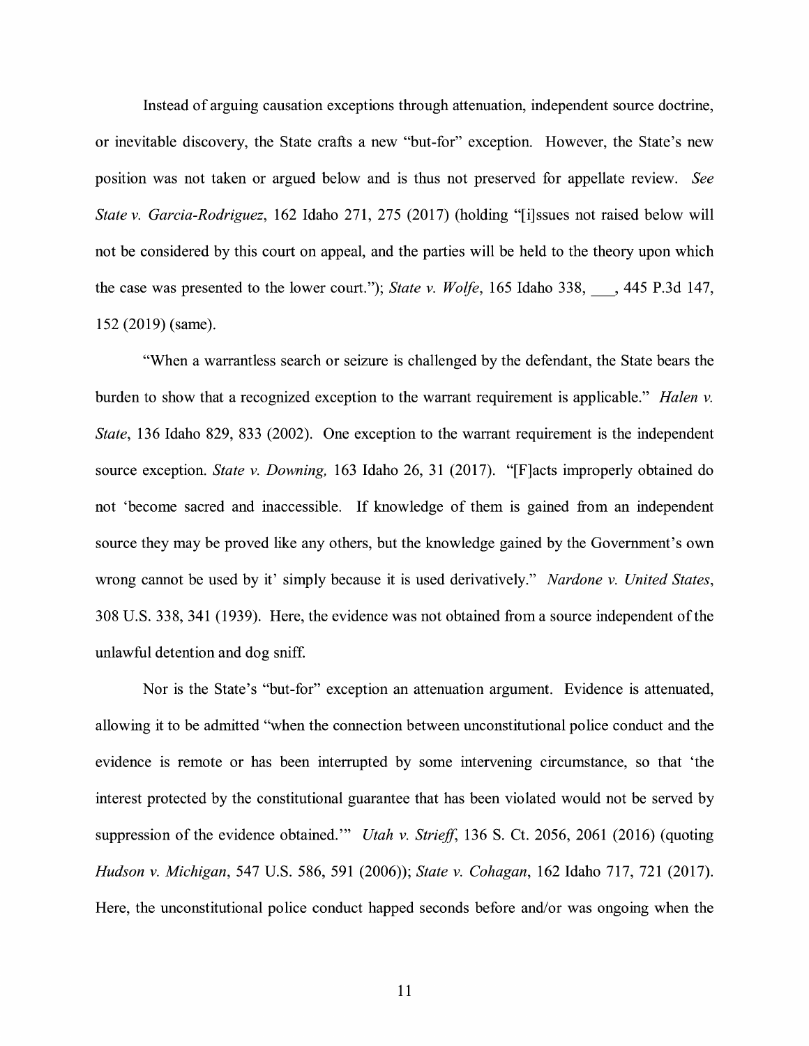Instead of arguing causation exceptions through attenuation, independent source doctrine, or inevitable discovery, the State crafts a new "but-for" exception. However, the State's new position was not taken or argued below and is thus not preserved for appellate review. *See State v. Garcia-Rodriguez*, 162 Idaho 271, 275 (2017) (holding "[i]ssues not raised below will not be considered by this court on appeal, and the parties will be held to the theory upon which the case was presented to the lower court."); *State v. Wolfe*, 165 Idaho 338, ___, 445 P.3d 147, 152 (2019) (same).

"When a warrantless search or seizure is challenged by the defendant, the State bears the burden to show that a recognized exception to the warrant requirement is applicable." *Halen v. State*, 136 Idaho 829, 833 (2002). One exception to the warrant requirement is the independent source exception. *State v. Downing,* 163 Idaho 26, 31 (2017). "[F]acts improperly obtained do not 'become sacred and inaccessible. If knowledge of them is gained from an independent source they may be proved like any others, but the knowledge gained by the Government's own wrong cannot be used by it' simply because it is used derivatively." *Nardone v. United States*, 308 U.S. 338, 341 (1939). Here, the evidence was not obtained from a source independent of the unlawful detention and dog sniff.

Nor is the State's "but-for" exception an attenuation argument. Evidence is attenuated, allowing it to be admitted "when the connection between unconstitutional police conduct and the evidence is remote or has been interrupted by some intervening circumstance, so that 'the interest protected by the constitutional guarantee that has been violated would not be served by suppression of the evidence obtained.'" *Utah v. Strieff*, 136 S. Ct. 2056, 2061 (2016) (quoting *Hudson v. Michigan*, 547 U.S. 586, 591 (2006)); *State v. Cohagan*, 162 Idaho 717, 721 (2017). Here, the unconstitutional police conduct happed seconds before and/or was ongoing when the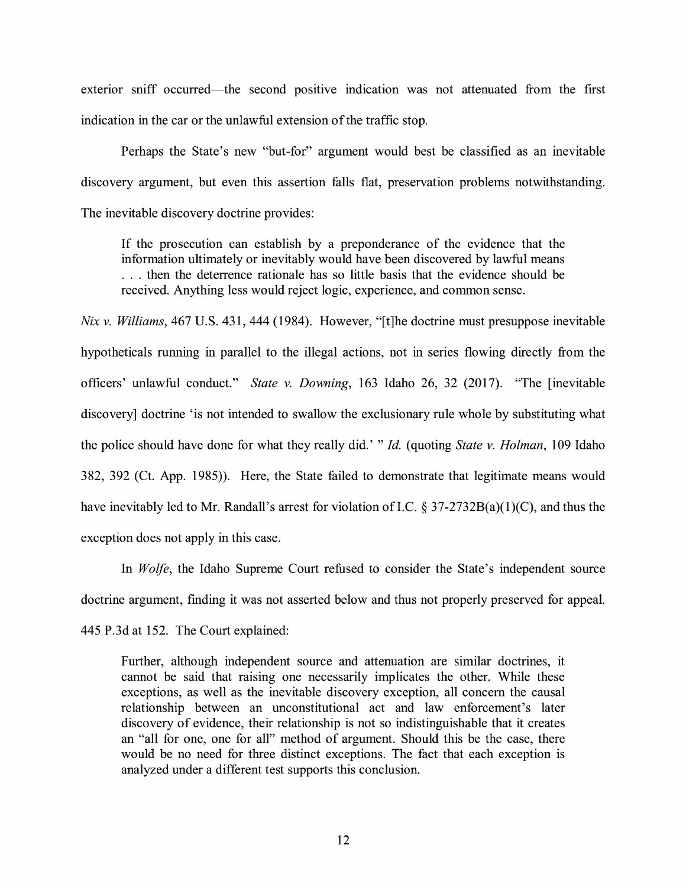exterior sniff occurred—the second positive indication was not attenuated from the first indication in the car or the unlawful extension of the traffic stop.

Perhaps the State's new "but-for" argument would best be classified as an inevitable discovery argument, but even this assertion falls flat, preservation problems notwithstanding. The inevitable discovery doctrine provides:

> If the prosecution can establish by a preponderance of the evidence that the information ultimately or inevitably would have been discovered by lawful means . . . then the deterrence rationale has so little basis that the evidence should be received. Anything less would reject logic, experience, and common sense.

*Nix v. Williams*, 467 U.S. 431, 444 (1984). However, "[t]he doctrine must presuppose inevitable hypotheticals running in parallel to the illegal actions, not in series flowing directly from the officers' unlawful conduct." *State v. Downing*, 163 Idaho 26, 32 (2017). "The [inevitable discovery] doctrine 'is not intended to swallow the exclusionary rule whole by substituting what the police should have done for what they really did.' " *Id.* (quoting *State v. Holman*, 109 Idaho 382, 392 (Ct. App. 1985)). Here, the State failed to demonstrate that legitimate means would have inevitably led to Mr. Randall's arrest for violation of I.C. § 37-2732B(a)(1)(C), and thus the exception does not apply in this case.

In *Wolfe*, the Idaho Supreme Court refused to consider the State's independent source doctrine argument, finding it was not asserted below and thus not properly preserved for appeal. 445 P.3d at 152. The Court explained:

> Further, although independent source and attenuation are similar doctrines, it cannot be said that raising one necessarily implicates the other. While these exceptions, as well as the inevitable discovery exception, all concern the causal relationship between an unconstitutional act and law enforcement's later discovery of evidence, their relationship is not so indistinguishable that it creates an "all for one, one for all" method of argument. Should this be the case, there would be no need for three distinct exceptions. The fact that each exception is analyzed under a different test supports this conclusion.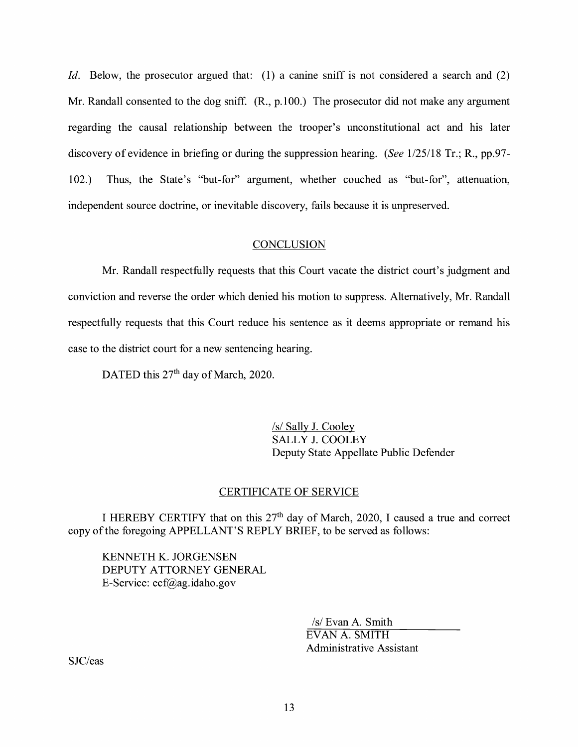*Id*. Below, the prosecutor argued that: (1) a canine sniff is not considered a search and (2) Mr. Randall consented to the dog sniff. (R., p.100.) The prosecutor did not make any argument regarding the causal relationship between the trooper's unconstitutional act and his later discovery of evidence in briefing or during the suppression hearing. (*See* 1/25/18 Tr.; R., pp.97-102.) Thus, the State's "but-for" argument, whether couched as "but-for", attenuation, independent source doctrine, or inevitable discovery, fails because it is unpreserved.

## CONCLUSION

Mr. Randall respectfully requests that this Court vacate the district court's judgment and conviction and reverse the order which denied his motion to suppress. Alternatively, Mr. Randall respectfully requests that this Court reduce his sentence as it deems appropriate or remand his case to the district court for a new sentencing hearing.

DATED this 27th day of March, 2020.

/s/ Sally J. Cooley
SALLY J. COOLEY
Deputy State Appellate Public Defender

## CERTIFICATE OF SERVICE

I HEREBY CERTIFY that on this 27th day of March, 2020, I caused a true and correct copy of the foregoing APPELLANT'S REPLY BRIEF, to be served as follows:

KENNETH K. JORGENSEN
DEPUTY ATTORNEY GENERAL
E-Service: ecf@ag.idaho.gov

/s/ Evan A. Smith
EVAN A. SMITH
Administrative Assistant

SJC/eas